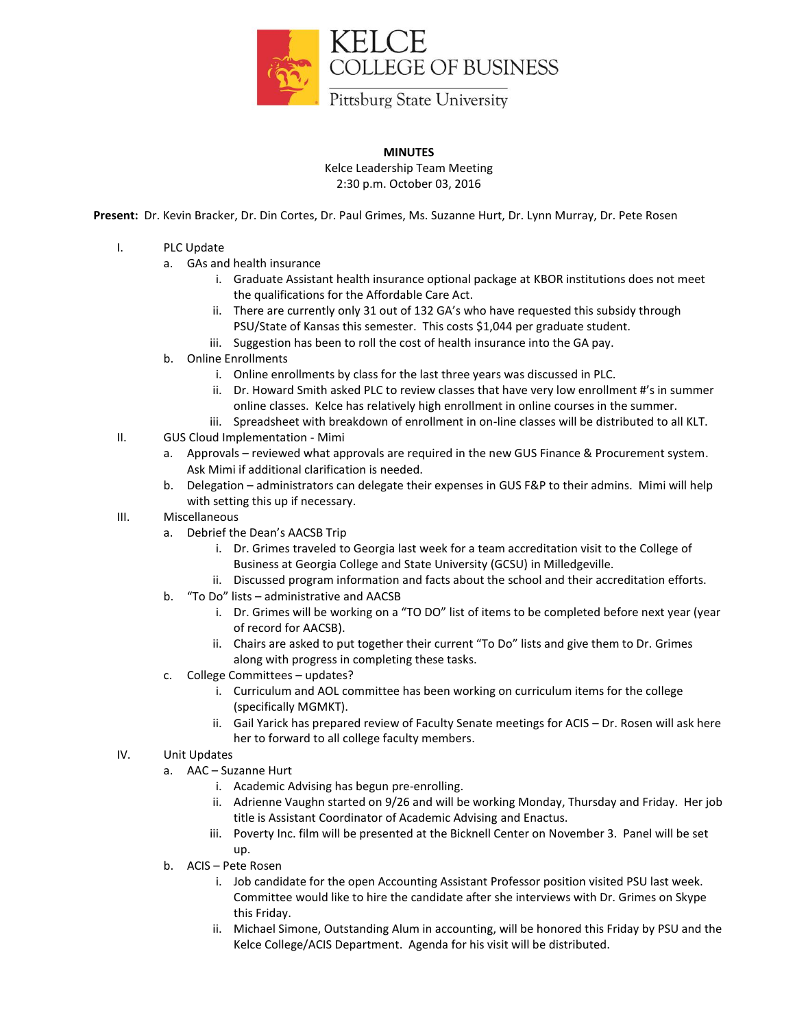KELCE
COLLEGE OF BUSINESS
Pittsburg State University

**MINUTES**

Kelce Leadership Team Meeting
2:30 p.m. October 03, 2016

**Present:** Dr. Kevin Bracker, Dr. Din Cortes, Dr. Paul Grimes, Ms. Suzanne Hurt, Dr. Lynn Murray, Dr. Pete Rosen

I. PLC Update
   a. GAs and health insurance
      i. Graduate Assistant health insurance optional package at KBOR institutions does not meet the qualifications for the Affordable Care Act.
      ii. There are currently only 31 out of 132 GA's who have requested this subsidy through PSU/State of Kansas this semester. This costs $1,044 per graduate student.
      iii. Suggestion has been to roll the cost of health insurance into the GA pay.
   b. Online Enrollments
      i. Online enrollments by class for the last three years was discussed in PLC.
      ii. Dr. Howard Smith asked PLC to review classes that have very low enrollment #'s in summer online classes. Kelce has relatively high enrollment in online courses in the summer.
      iii. Spreadsheet with breakdown of enrollment in on-line classes will be distributed to all KLT.

II. GUS Cloud Implementation - Mimi
   a. Approvals – reviewed what approvals are required in the new GUS Finance & Procurement system. Ask Mimi if additional clarification is needed.
   b. Delegation – administrators can delegate their expenses in GUS F&P to their admins. Mimi will help with setting this up if necessary.

III. Miscellaneous
   a. Debrief the Dean's AACSB Trip
      i. Dr. Grimes traveled to Georgia last week for a team accreditation visit to the College of Business at Georgia College and State University (GCSU) in Milledgeville.
      ii. Discussed program information and facts about the school and their accreditation efforts.
   b. "To Do" lists – administrative and AACSB
      i. Dr. Grimes will be working on a "TO DO" list of items to be completed before next year (year of record for AACSB).
      ii. Chairs are asked to put together their current "To Do" lists and give them to Dr. Grimes along with progress in completing these tasks.
   c. College Committees – updates?
      i. Curriculum and AOL committee has been working on curriculum items for the college (specifically MGMKT).
      ii. Gail Yarick has prepared review of Faculty Senate meetings for ACIS – Dr. Rosen will ask here her to forward to all college faculty members.

IV. Unit Updates
   a. AAC – Suzanne Hurt
      i. Academic Advising has begun pre-enrolling.
      ii. Adrienne Vaughn started on 9/26 and will be working Monday, Thursday and Friday. Her job title is Assistant Coordinator of Academic Advising and Enactus.
      iii. Poverty Inc. film will be presented at the Bicknell Center on November 3. Panel will be set up.
   b. ACIS – Pete Rosen
      i. Job candidate for the open Accounting Assistant Professor position visited PSU last week. Committee would like to hire the candidate after she interviews with Dr. Grimes on Skype this Friday.
      ii. Michael Simone, Outstanding Alum in accounting, will be honored this Friday by PSU and the Kelce College/ACIS Department. Agenda for his visit will be distributed.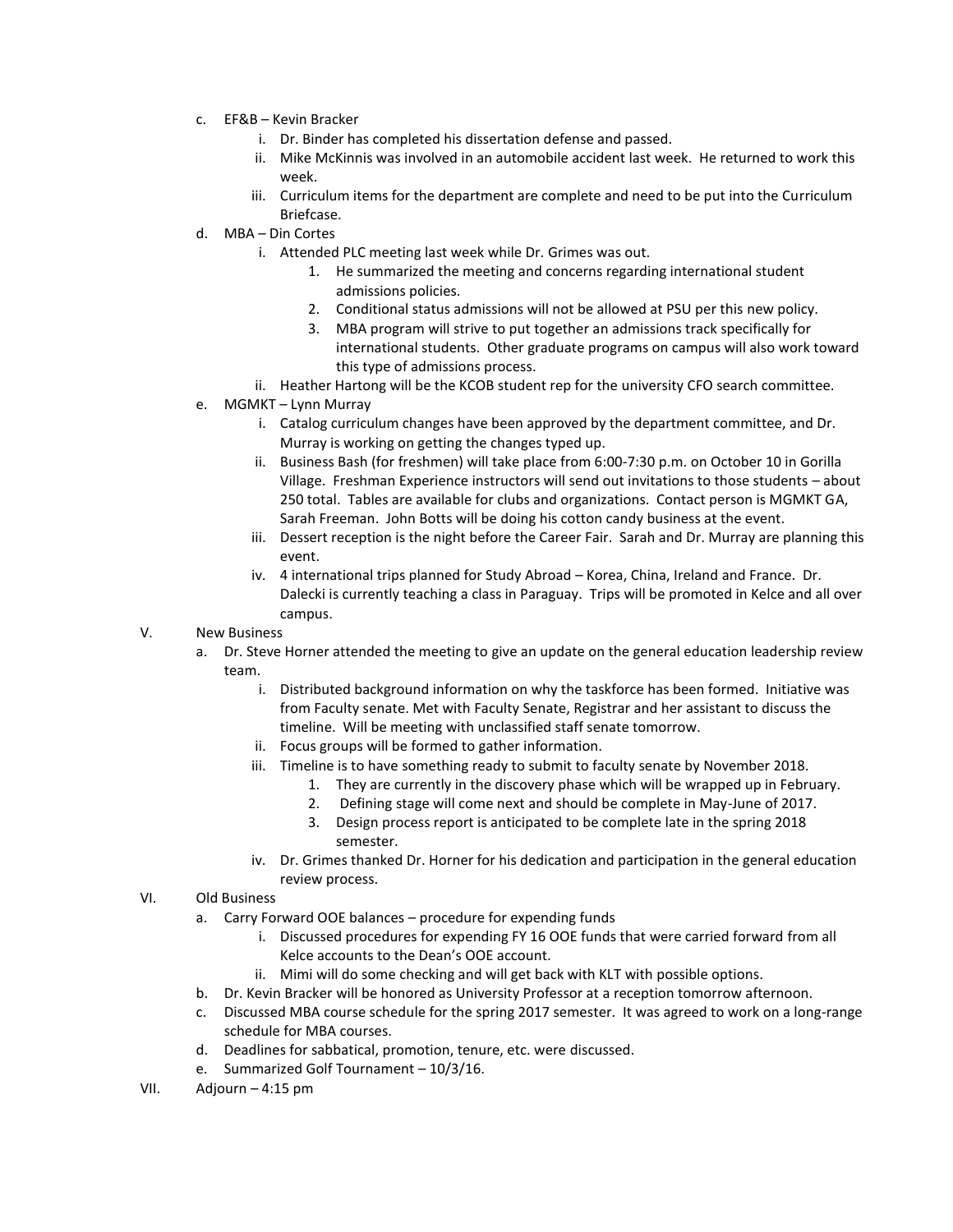c. EF&B – Kevin Bracker
    i. Dr. Binder has completed his dissertation defense and passed.
    ii. Mike McKinnis was involved in an automobile accident last week. He returned to work this week.
    iii. Curriculum items for the department are complete and need to be put into the Curriculum Briefcase.

d. MBA – Din Cortes
    i. Attended PLC meeting last week while Dr. Grimes was out.
        1. He summarized the meeting and concerns regarding international student admissions policies.
        2. Conditional status admissions will not be allowed at PSU per this new policy.
        3. MBA program will strive to put together an admissions track specifically for international students. Other graduate programs on campus will also work toward this type of admissions process.
    ii. Heather Hartong will be the KCOB student rep for the university CFO search committee.

e. MGMKT – Lynn Murray
    i. Catalog curriculum changes have been approved by the department committee, and Dr. Murray is working on getting the changes typed up.
    ii. Business Bash (for freshmen) will take place from 6:00-7:30 p.m. on October 10 in Gorilla Village. Freshman Experience instructors will send out invitations to those students – about 250 total. Tables are available for clubs and organizations. Contact person is MGMKT GA, Sarah Freeman. John Botts will be doing his cotton candy business at the event.
    iii. Dessert reception is the night before the Career Fair. Sarah and Dr. Murray are planning this event.
    iv. 4 international trips planned for Study Abroad – Korea, China, Ireland and France. Dr. Dalecki is currently teaching a class in Paraguay. Trips will be promoted in Kelce and all over campus.

V. New Business

a. Dr. Steve Horner attended the meeting to give an update on the general education leadership review team.
    i. Distributed background information on why the taskforce has been formed. Initiative was from Faculty senate. Met with Faculty Senate, Registrar and her assistant to discuss the timeline. Will be meeting with unclassified staff senate tomorrow.
    ii. Focus groups will be formed to gather information.
    iii. Timeline is to have something ready to submit to faculty senate by November 2018.
        1. They are currently in the discovery phase which will be wrapped up in February.
        2. Defining stage will come next and should be complete in May-June of 2017.
        3. Design process report is anticipated to be complete late in the spring 2018 semester.
    iv. Dr. Grimes thanked Dr. Horner for his dedication and participation in the general education review process.

VI. Old Business

a. Carry Forward OOE balances – procedure for expending funds
    i. Discussed procedures for expending FY 16 OOE funds that were carried forward from all Kelce accounts to the Dean's OOE account.
    ii. Mimi will do some checking and will get back with KLT with possible options.

b. Dr. Kevin Bracker will be honored as University Professor at a reception tomorrow afternoon.

c. Discussed MBA course schedule for the spring 2017 semester. It was agreed to work on a long-range schedule for MBA courses.

d. Deadlines for sabbatical, promotion, tenure, etc. were discussed.

e. Summarized Golf Tournament – 10/3/16.

VII. Adjourn – 4:15 pm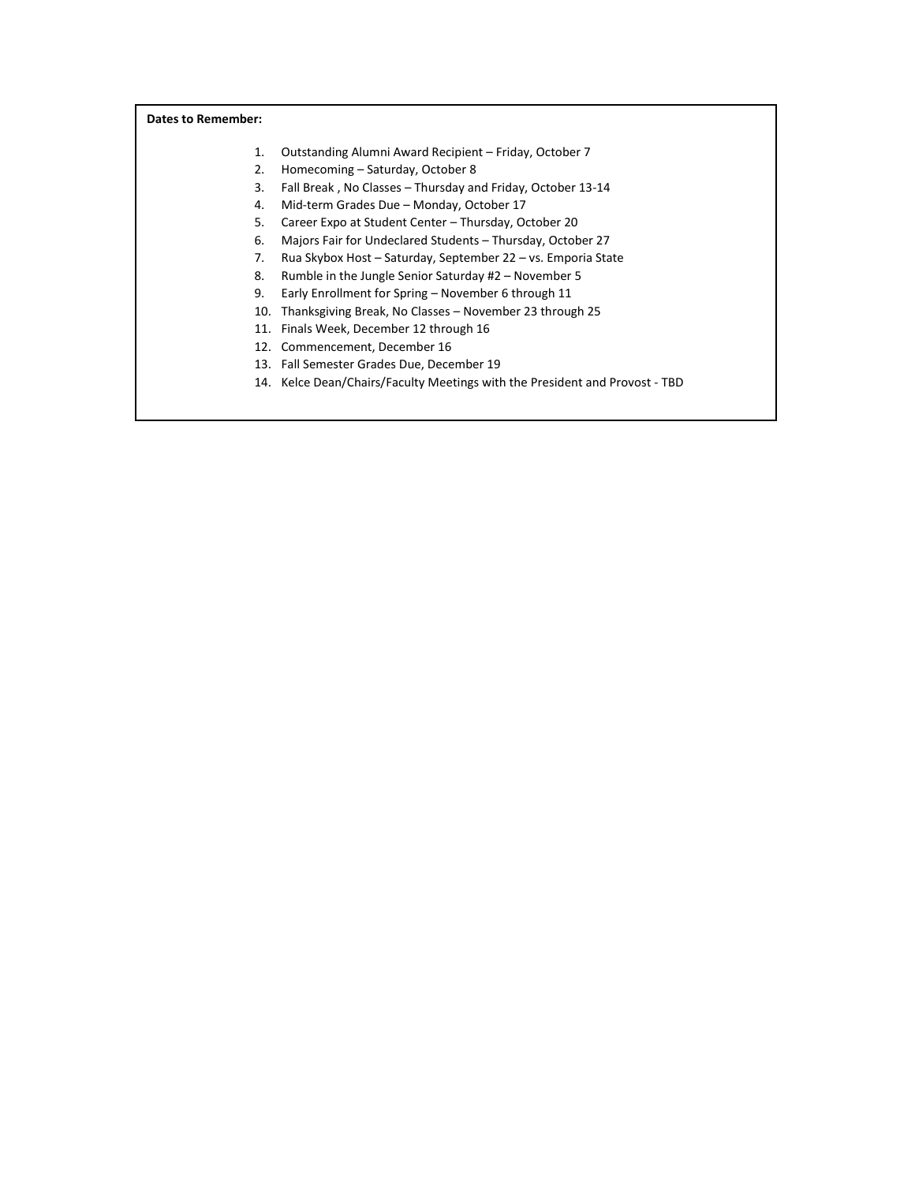**Dates to Remember:**

1. Outstanding Alumni Award Recipient – Friday, October 7
2. Homecoming – Saturday, October 8
3. Fall Break , No Classes – Thursday and Friday, October 13-14
4. Mid-term Grades Due – Monday, October 17
5. Career Expo at Student Center – Thursday, October 20
6. Majors Fair for Undeclared Students – Thursday, October 27
7. Rua Skybox Host – Saturday, September 22 – vs. Emporia State
8. Rumble in the Jungle Senior Saturday #2 – November 5
9. Early Enrollment for Spring – November 6 through 11
10. Thanksgiving Break, No Classes – November 23 through 25
11. Finals Week, December 12 through 16
12. Commencement, December 16
13. Fall Semester Grades Due, December 19
14. Kelce Dean/Chairs/Faculty Meetings with the President and Provost - TBD